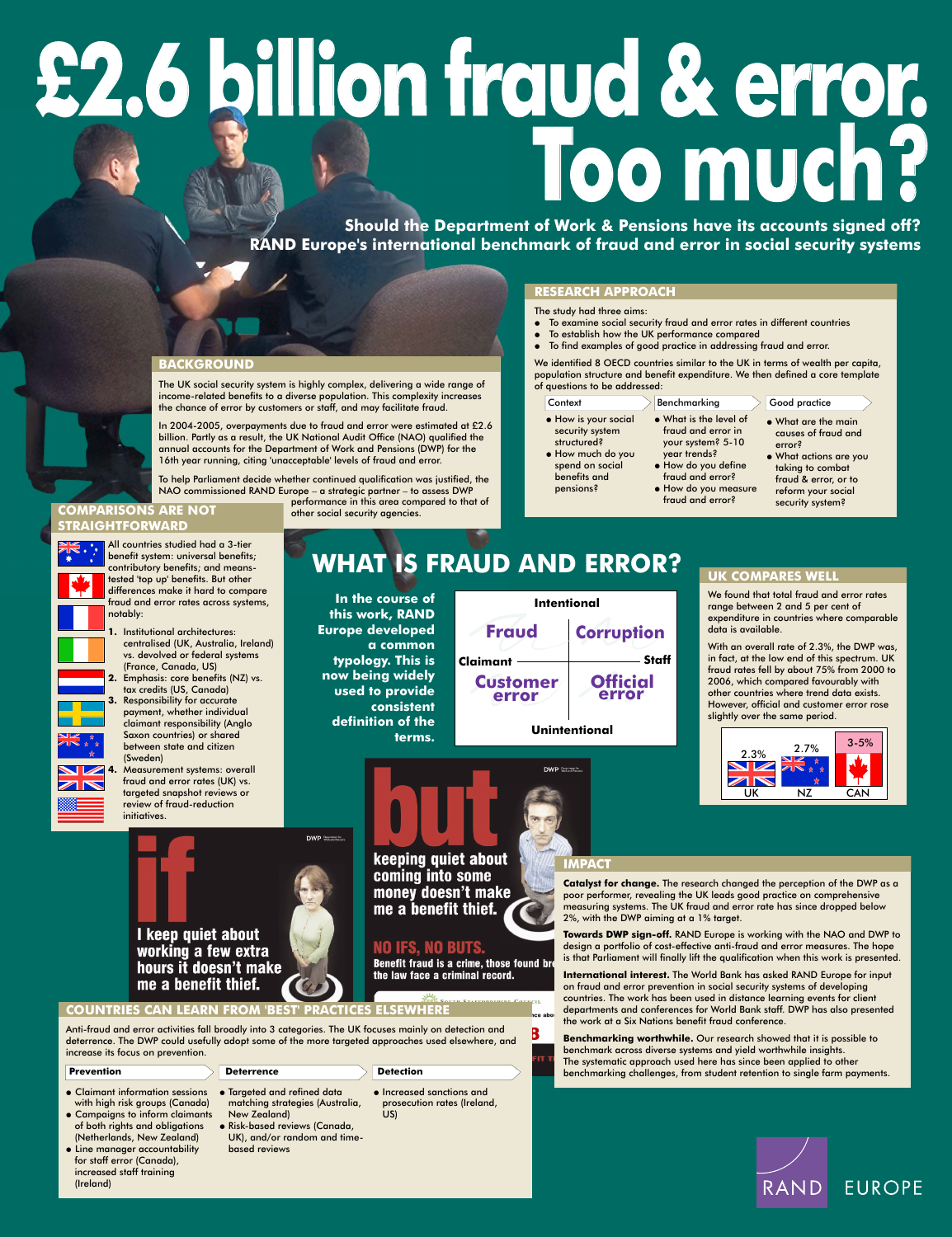# £2.6 billion fraud & error. Too much?

**Should the Department of Work & Pensions have its accounts signed off?**
**RAND Europe's international benchmark of fraud and error in social security systems**

## RESEARCH APPROACH

The study had three aims:

- To examine social security fraud and error rates in different countries
- To establish how the UK performance compared
- To find examples of good practice in addressing fraud and error.

We identified 8 OECD countries similar to the UK in terms of wealth per capita, population structure and benefit expenditure. We then defined a core template of questions to be addressed:

| Context | Benchmarking | Good practice |
|---|---|---|
| • How is your social security system structured?<br>• How much do you spend on social benefits and pensions? | • What is the level of fraud and error in your system? 5-10 year trends?<br>• How do you define fraud and error?<br>• How do you measure fraud and error? | • What are the main causes of fraud and error?<br>• What actions are you taking to combat fraud & error, or to reform your social security system? |

## BACKGROUND

The UK social security system is highly complex, delivering a wide range of income-related benefits to a diverse population. This complexity increases the chance of error by customers or staff, and may facilitate fraud.

In 2004-2005, overpayments due to fraud and error were estimated at £2.6 billion. Partly as a result, the UK National Audit Office (NAO) qualified the annual accounts for the Department of Work and Pensions (DWP) for the 16th year running, citing 'unacceptable' levels of fraud and error.

To help Parliament decide whether continued qualification was justified, the NAO commissioned RAND Europe – a strategic partner – to assess DWP performance in this area compared to that of other social security agencies.

## COMPARISONS ARE NOT STRAIGHTFORWARD

All countries studied had a 3-tier benefit system: universal benefits; contributory benefits; and means-tested 'top up' benefits. But other differences make it hard to compare fraud and error rates across systems, notably:

1. Institutional architectures: centralised (UK, Australia, Ireland) vs. devolved or federal systems (France, Canada, US)
2. Emphasis: core benefits (NZ) vs. tax credits (US, Canada)
3. Responsibility for accurate payment, whether individual claimant responsibility (Anglo Saxon countries) or shared between state and citizen (Sweden)
4. Measurement systems: overall fraud and error rates (UK) vs. targeted snapshot reviews or review of fraud-reduction initiatives.

## WHAT IS FRAUD AND ERROR?

In the course of this work, RAND Europe developed a common typology. This is now being widely used to provide consistent definition of the terms.

| | Claimant | Staff |
|---|---|---|
| **Intentional** | Fraud | Corruption |
| **Unintentional** | Customer error | Official error |

## UK COMPARES WELL

We found that total fraud and error rates range between 2 and 5 per cent of expenditure in countries where comparable data is available.

With an overall rate of 2.3%, the DWP was, in fact, at the low end of this spectrum. UK fraud rates fell by about 75% from 2000 to 2006, which compared favourably with other countries where trend data exists. However, official and customer error rose slightly over the same period.

| UK | NZ | CAN |
|---|---|---|
| 2.3% | 2.7% | 3-5% |

**if** I keep quiet about working a few extra hours it doesn't make me a benefit thief.

**but** keeping quiet about coming into some money doesn't make me a benefit thief.

NO IFS, NO BUTS. Benefit fraud is a crime, those found br[...] the law face a criminal record.

## IMPACT

**Catalyst for change.** The research changed the perception of the DWP as a poor performer, revealing the UK leads good practice on comprehensive measuring systems. The UK fraud and error rate has since dropped below 2%, with the DWP aiming at a 1% target.

**Towards DWP sign-off.** RAND Europe is working with the NAO and DWP to design a portfolio of cost-effective anti-fraud and error measures. The hope is that Parliament will finally lift the qualification when this work is presented.

**International interest.** The World Bank has asked RAND Europe for input on fraud and error prevention in social security systems of developing countries. The work has been used in distance learning events for client departments and conferences for World Bank staff. DWP has also presented the work at a Six Nations benefit fraud conference.

**Benchmarking worthwhile.** Our research showed that it is possible to benchmark across diverse systems and yield worthwhile insights. The systematic approach used here has since been applied to other benchmarking challenges, from student retention to single farm payments.

## COUNTRIES CAN LEARN FROM 'BEST' PRACTICES ELSEWHERE

Anti-fraud and error activities fall broadly into 3 categories. The UK focuses mainly on detection and deterrence. The DWP could usefully adopt some of the more targeted approaches used elsewhere, and increase its focus on prevention.

| Prevention | Deterrence | Detection |
|---|---|---|
| • Claimant information sessions with high risk groups (Canada)<br>• Campaigns to inform claimants of both rights and obligations (Netherlands, New Zealand)<br>• Line manager accountability for staff error (Canada), increased staff training (Ireland) | • Targeted and refined data matching strategies (Australia, New Zealand)<br>• Risk-based reviews (Canada, UK), and/or random and time-based reviews | • Increased sanctions and prosecution rates (Ireland, US) |

RAND EUROPE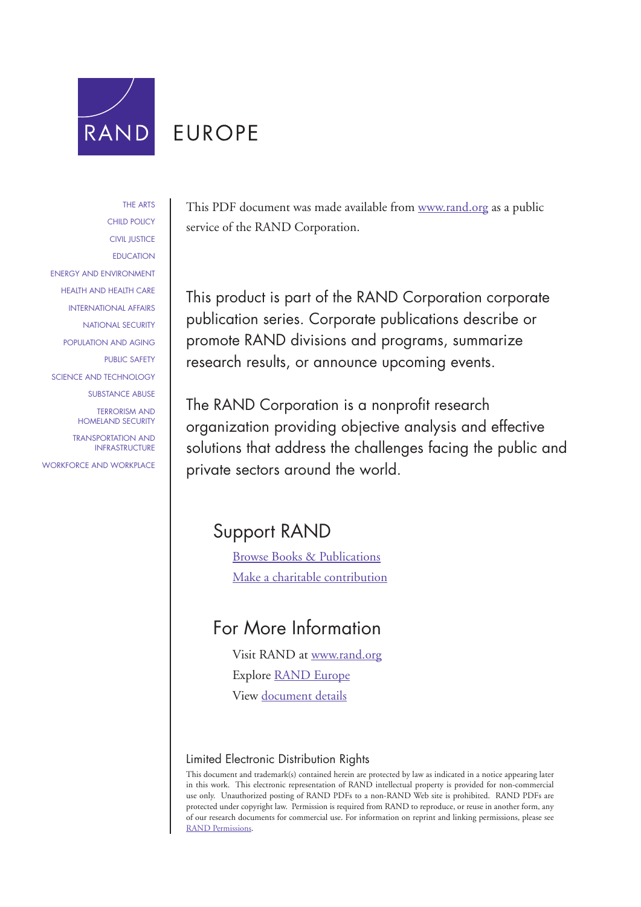RAND EUROPE

THE ARTS
CHILD POLICY
CIVIL JUSTICE
EDUCATION
ENERGY AND ENVIRONMENT
HEALTH AND HEALTH CARE
INTERNATIONAL AFFAIRS
NATIONAL SECURITY
POPULATION AND AGING
PUBLIC SAFETY
SCIENCE AND TECHNOLOGY
SUBSTANCE ABUSE
TERRORISM AND HOMELAND SECURITY
TRANSPORTATION AND INFRASTRUCTURE
WORKFORCE AND WORKPLACE

This PDF document was made available from www.rand.org as a public service of the RAND Corporation.

This product is part of the RAND Corporation corporate publication series. Corporate publications describe or promote RAND divisions and programs, summarize research results, or announce upcoming events.

The RAND Corporation is a nonprofit research organization providing objective analysis and effective solutions that address the challenges facing the public and private sectors around the world.

## Support RAND

Browse Books & Publications
Make a charitable contribution

## For More Information

Visit RAND at www.rand.org
Explore RAND Europe
View document details

### Limited Electronic Distribution Rights

This document and trademark(s) contained herein are protected by law as indicated in a notice appearing later in this work. This electronic representation of RAND intellectual property is provided for non-commercial use only. Unauthorized posting of RAND PDFs to a non-RAND Web site is prohibited. RAND PDFs are protected under copyright law. Permission is required from RAND to reproduce, or reuse in another form, any of our research documents for commercial use. For information on reprint and linking permissions, please see RAND Permissions.